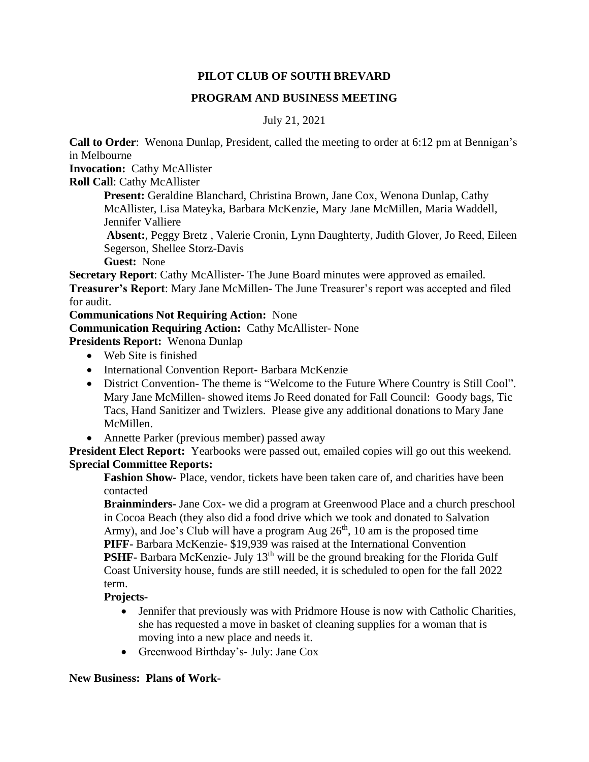# PILOT CLUB OF SOUTH BREVARD

## PROGRAM AND BUSINESS MEETING

July 21, 2021

**Call to Order**: Wenona Dunlap, President, called the meeting to order at 6:12 pm at Bennigan's in Melbourne

**Invocation:** Cathy McAllister

**Roll Call**: Cathy McAllister

> **Present:** Geraldine Blanchard, Christina Brown, Jane Cox, Wenona Dunlap, Cathy McAllister, Lisa Mateyka, Barbara McKenzie, Mary Jane McMillen, Maria Waddell, Jennifer Valliere
>
> **Absent:**, Peggy Bretz , Valerie Cronin, Lynn Daughterty, Judith Glover, Jo Reed, Eileen Segerson, Shellee Storz-Davis
>
> **Guest:** None

**Secretary Report**: Cathy McAllister- The June Board minutes were approved as emailed.

**Treasurer's Report**: Mary Jane McMillen- The June Treasurer's report was accepted and filed for audit.

**Communications Not Requiring Action:** None

**Communication Requiring Action:** Cathy McAllister- None

**Presidents Report:** Wenona Dunlap

- Web Site is finished
- International Convention Report- Barbara McKenzie
- District Convention- The theme is "Welcome to the Future Where Country is Still Cool". Mary Jane McMillen- showed items Jo Reed donated for Fall Council: Goody bags, Tic Tacs, Hand Sanitizer and Twizlers. Please give any additional donations to Mary Jane McMillen.
- Annette Parker (previous member) passed away

**President Elect Report:** Yearbooks were passed out, emailed copies will go out this weekend.

**Sprecial Committee Reports:**

> **Fashion Show-** Place, vendor, tickets have been taken care of, and charities have been contacted
>
> **Brainminders-** Jane Cox- we did a program at Greenwood Place and a church preschool in Cocoa Beach (they also did a food drive which we took and donated to Salvation Army), and Joe's Club will have a program Aug 26th, 10 am is the proposed time
>
> **PIFF-** Barbara McKenzie- $19,939 was raised at the International Convention
>
> **PSHF-** Barbara McKenzie- July 13th will be the ground breaking for the Florida Gulf Coast University house, funds are still needed, it is scheduled to open for the fall 2022 term.
>
> **Projects-**
>
> - Jennifer that previously was with Pridmore House is now with Catholic Charities, she has requested a move in basket of cleaning supplies for a woman that is moving into a new place and needs it.
> - Greenwood Birthday's- July: Jane Cox

**New Business: Plans of Work-**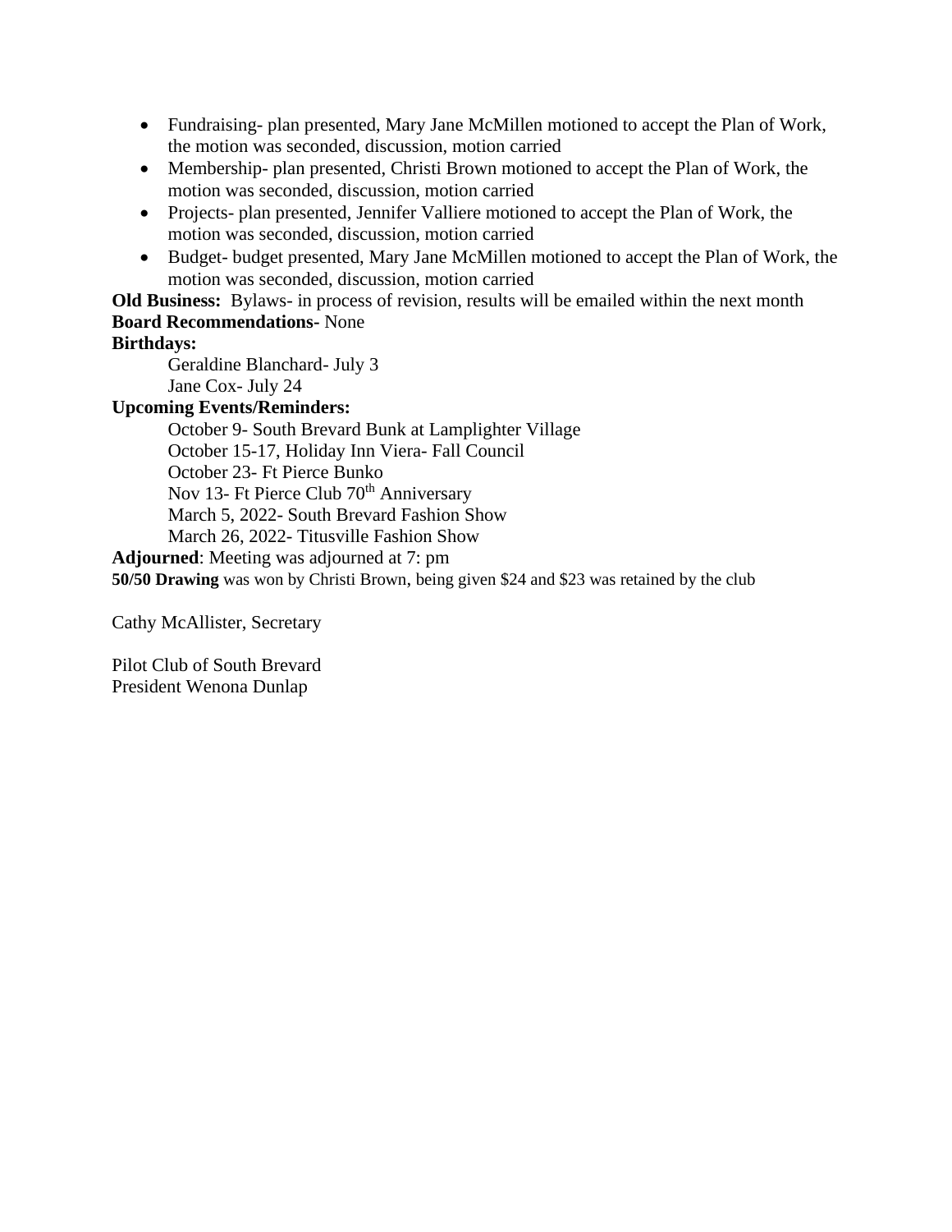- Fundraising- plan presented, Mary Jane McMillen motioned to accept the Plan of Work, the motion was seconded, discussion, motion carried
- Membership- plan presented, Christi Brown motioned to accept the Plan of Work, the motion was seconded, discussion, motion carried
- Projects- plan presented, Jennifer Valliere motioned to accept the Plan of Work, the motion was seconded, discussion, motion carried
- Budget- budget presented, Mary Jane McMillen motioned to accept the Plan of Work, the motion was seconded, discussion, motion carried

**Old Business:** Bylaws- in process of revision, results will be emailed within the next month

**Board Recommendations-** None

**Birthdays:**

Geraldine Blanchard- July 3
Jane Cox- July 24

**Upcoming Events/Reminders:**

October 9- South Brevard Bunk at Lamplighter Village
October 15-17, Holiday Inn Viera- Fall Council
October 23- Ft Pierce Bunko
Nov 13- Ft Pierce Club 70th Anniversary
March 5, 2022- South Brevard Fashion Show
March 26, 2022- Titusville Fashion Show

**Adjourned**: Meeting was adjourned at 7: pm

**50/50 Drawing** was won by Christi Brown, being given $24 and $23 was retained by the club

Cathy McAllister, Secretary

Pilot Club of South Brevard
President Wenona Dunlap